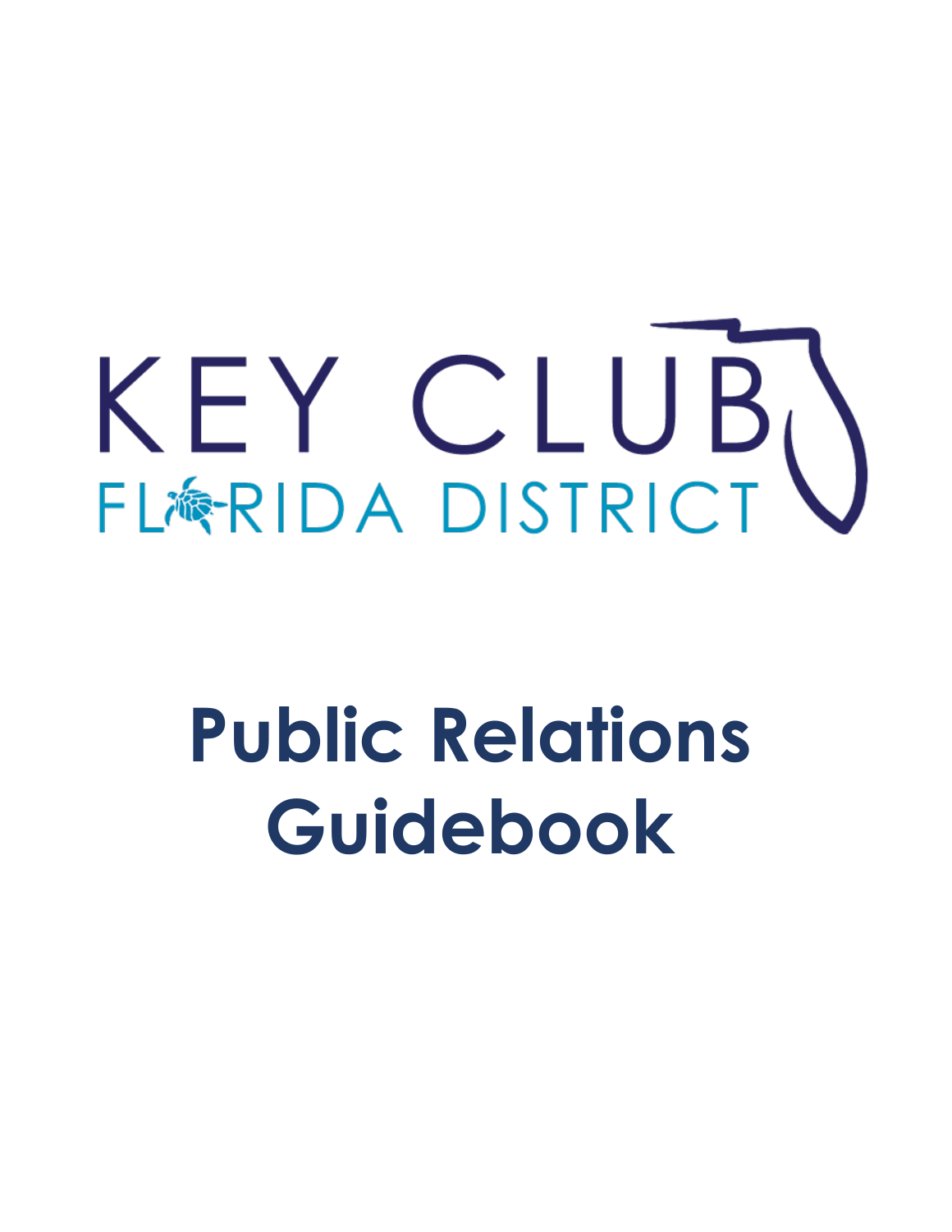KEY CLUB

FLORIDA DISTRICT

# Public Relations Guidebook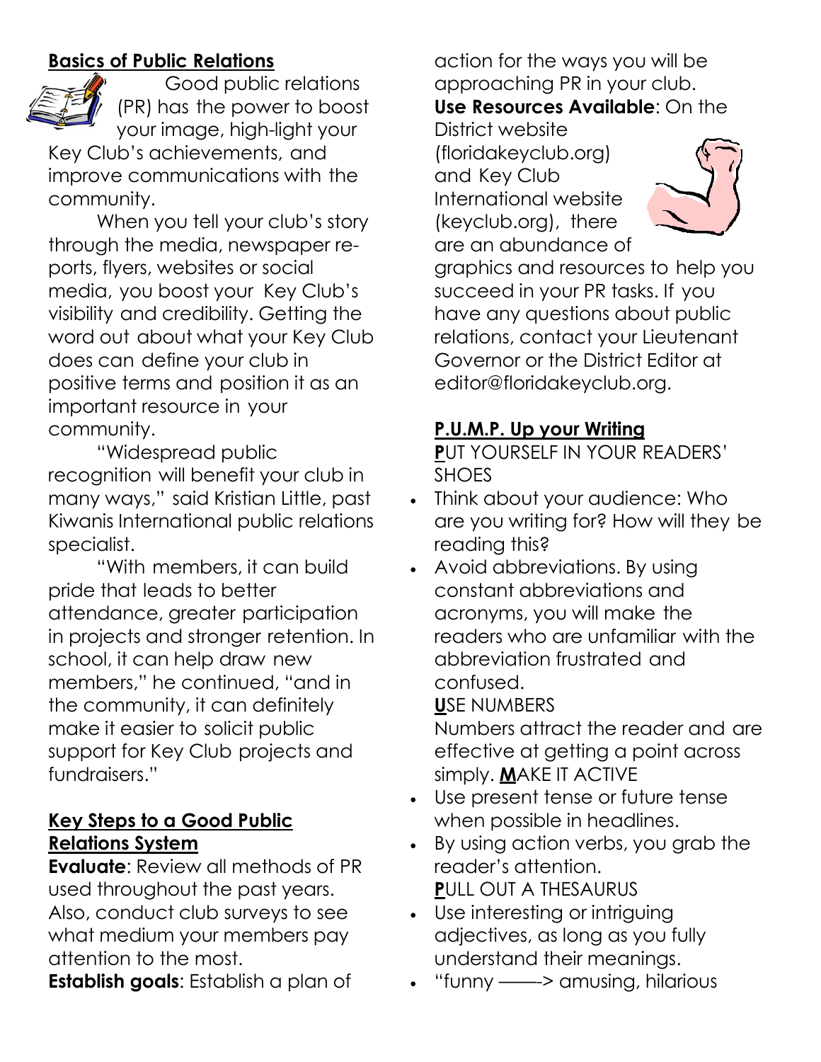## Basics of Public Relations

Good public relations (PR) has the power to boost your image, high-light your Key Club's achievements, and improve communications with the community.

When you tell your club's story through the media, newspaper re-ports, flyers, websites or social media, you boost your Key Club's visibility and credibility. Getting the word out about what your Key Club does can define your club in positive terms and position it as an important resource in your community.

"Widespread public recognition will benefit your club in many ways," said Kristian Little, past Kiwanis International public relations specialist.

"With members, it can build pride that leads to better attendance, greater participation in projects and stronger retention. In school, it can help draw new members," he continued, "and in the community, it can definitely make it easier to solicit public support for Key Club projects and fundraisers."

## Key Steps to a Good Public Relations System

**Evaluate**: Review all methods of PR used throughout the past years. Also, conduct club surveys to see what medium your members pay attention to the most.

**Establish goals**: Establish a plan of action for the ways you will be approaching PR in your club.

**Use Resources Available**: On the District website (floridakeyclub.org) and Key Club International website (keyclub.org), there are an abundance of graphics and resources to help you succeed in your PR tasks. If you have any questions about public relations, contact your Lieutenant Governor or the District Editor at editor@floridakeyclub.org.

## P.U.M.P. Up your Writing

**P**UT YOURSELF IN YOUR READERS' SHOES

- Think about your audience: Who are you writing for? How will they be reading this?
- Avoid abbreviations. By using constant abbreviations and acronyms, you will make the readers who are unfamiliar with the abbreviation frustrated and confused.

**U**SE NUMBERS

Numbers attract the reader and are effective at getting a point across simply. **M**AKE IT ACTIVE

- Use present tense or future tense when possible in headlines.
- By using action verbs, you grab the reader's attention.

**P**ULL OUT A THESAURUS

- Use interesting or intriguing adjectives, as long as you fully understand their meanings.
- "funny ——> amusing, hilarious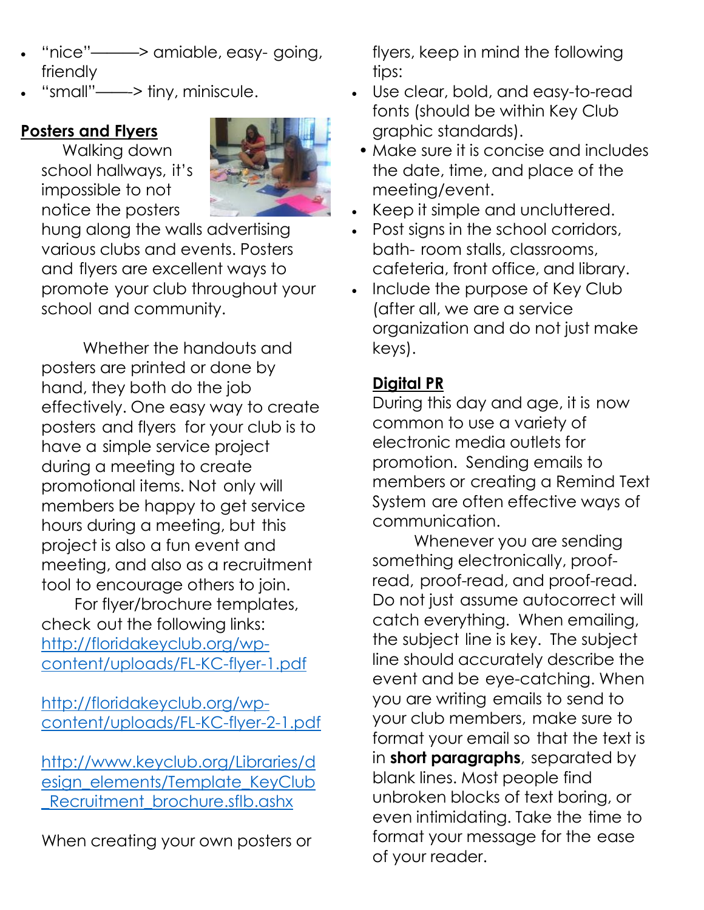- "nice"———> amiable, easy- going, friendly
- "small"——> tiny, miniscule.

**Posters and Flyers**

Walking down school hallways, it's impossible to not notice the posters hung along the walls advertising various clubs and events. Posters and flyers are excellent ways to promote your club throughout your school and community.

Whether the handouts and posters are printed or done by hand, they both do the job effectively. One easy way to create posters and flyers for your club is to have a simple service project during a meeting to create promotional items. Not only will members be happy to get service hours during a meeting, but this project is also a fun event and meeting, and also as a recruitment tool to encourage others to join.

For flyer/brochure templates, check out the following links:
[http://floridakeyclub.org/wp-content/uploads/FL-KC-flyer-1.pdf](http://floridakeyclub.org/wp-content/uploads/FL-KC-flyer-1.pdf)

[http://floridakeyclub.org/wp-content/uploads/FL-KC-flyer-2-1.pdf](http://floridakeyclub.org/wp-content/uploads/FL-KC-flyer-2-1.pdf)

[http://www.keyclub.org/Libraries/design_elements/Template_KeyClub_Recruitment_brochure.sflb.ashx](http://www.keyclub.org/Libraries/design_elements/Template_KeyClub_Recruitment_brochure.sflb.ashx)

When creating your own posters or flyers, keep in mind the following tips:

- Use clear, bold, and easy-to-read fonts (should be within Key Club graphic standards).
- Make sure it is concise and includes the date, time, and place of the meeting/event.
- Keep it simple and uncluttered.
- Post signs in the school corridors, bath- room stalls, classrooms, cafeteria, front office, and library.
- Include the purpose of Key Club (after all, we are a service organization and do not just make keys).

**Digital PR**

During this day and age, it is now common to use a variety of electronic media outlets for promotion. Sending emails to members or creating a Remind Text System are often effective ways of communication.

Whenever you are sending something electronically, proof-read, proof-read, and proof-read. Do not just assume autocorrect will catch everything. When emailing, the subject line is key. The subject line should accurately describe the event and be eye-catching. When you are writing emails to send to your club members, make sure to format your email so that the text is in **short paragraphs**, separated by blank lines. Most people find unbroken blocks of text boring, or even intimidating. Take the time to format your message for the ease of your reader.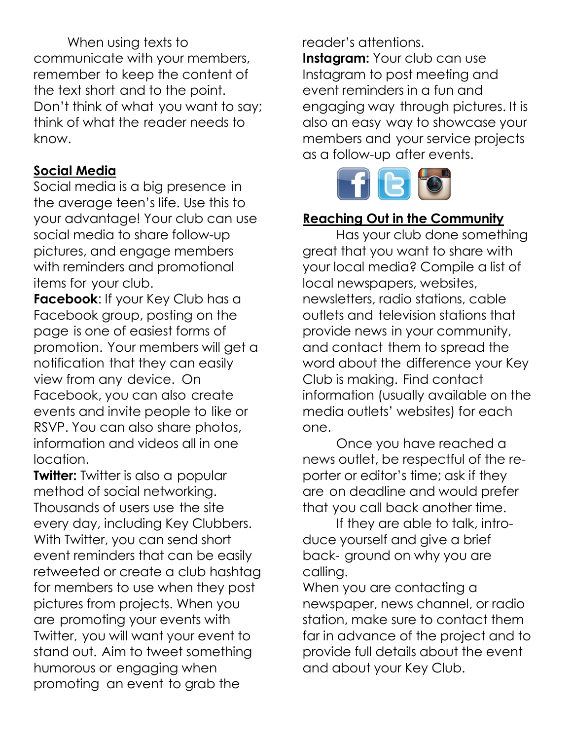When using texts to communicate with your members, remember to keep the content of the text short and to the point. Don't think of what you want to say; think of what the reader needs to know.

## Social Media

Social media is a big presence in the average teen's life. Use this to your advantage! Your club can use social media to share follow-up pictures, and engage members with reminders and promotional items for your club.

**Facebook**: If your Key Club has a Facebook group, posting on the page is one of easiest forms of promotion. Your members will get a notification that they can easily view from any device. On Facebook, you can also create events and invite people to like or RSVP. You can also share photos, information and videos all in one location.

**Twitter:** Twitter is also a popular method of social networking. Thousands of users use the site every day, including Key Clubbers. With Twitter, you can send short event reminders that can be easily retweeted or create a club hashtag for members to use when they post pictures from projects. When you are promoting your events with Twitter, you will want your event to stand out. Aim to tweet something humorous or engaging when promoting an event to grab the reader's attentions.

**Instagram:** Your club can use Instagram to post meeting and event reminders in a fun and engaging way through pictures. It is also an easy way to showcase your members and your service projects as a follow-up after events.

## Reaching Out in the Community

Has your club done something great that you want to share with your local media? Compile a list of local newspapers, websites, newsletters, radio stations, cable outlets and television stations that provide news in your community, and contact them to spread the word about the difference your Key Club is making. Find contact information (usually available on the media outlets' websites) for each one.

Once you have reached a news outlet, be respectful of the reporter or editor's time; ask if they are on deadline and would prefer that you call back another time.

If they are able to talk, introduce yourself and give a brief back- ground on why you are calling.

When you are contacting a newspaper, news channel, or radio station, make sure to contact them far in advance of the project and to provide full details about the event and about your Key Club.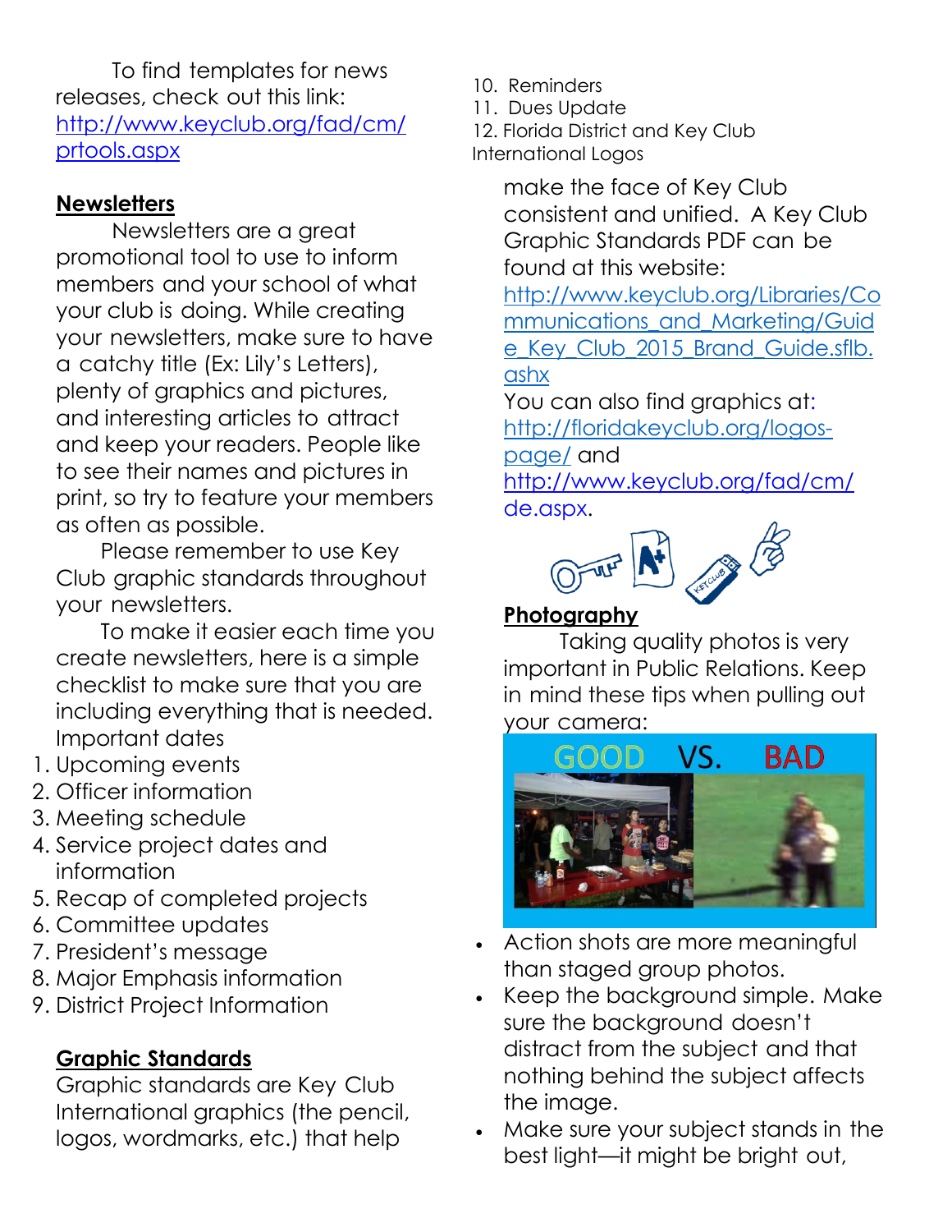To find templates for news releases, check out this link: http://www.keyclub.org/fad/cm/prtools.aspx

## Newsletters

Newsletters are a great promotional tool to use to inform members and your school of what your club is doing. While creating your newsletters, make sure to have a catchy title (Ex: Lily's Letters), plenty of graphics and pictures, and interesting articles to attract and keep your readers. People like to see their names and pictures in print, so try to feature your members as often as possible.

Please remember to use Key Club graphic standards throughout your newsletters.

To make it easier each time you create newsletters, here is a simple checklist to make sure that you are including everything that is needed.

Important dates

1. Upcoming events
2. Officer information
3. Meeting schedule
4. Service project dates and information
5. Recap of completed projects
6. Committee updates
7. President's message
8. Major Emphasis information
9. District Project Information
10. Reminders
11. Dues Update
12. Florida District and Key Club International Logos

## Graphic Standards

Graphic standards are Key Club International graphics (the pencil, logos, wordmarks, etc.) that help make the face of Key Club consistent and unified. A Key Club Graphic Standards PDF can be found at this website: http://www.keyclub.org/Libraries/Communications_and_Marketing/Guide_Key_Club_2015_Brand_Guide.sflb.ashx

You can also find graphics at: http://floridakeyclub.org/logos-page/ and http://www.keyclub.org/fad/cm/de.aspx.

## Photography

Taking quality photos is very important in Public Relations. Keep in mind these tips when pulling out your camera:

GOOD VS. BAD

- Action shots are more meaningful than staged group photos.
- Keep the background simple. Make sure the background doesn't distract from the subject and that nothing behind the subject affects the image.
- Make sure your subject stands in the best light—it might be bright out,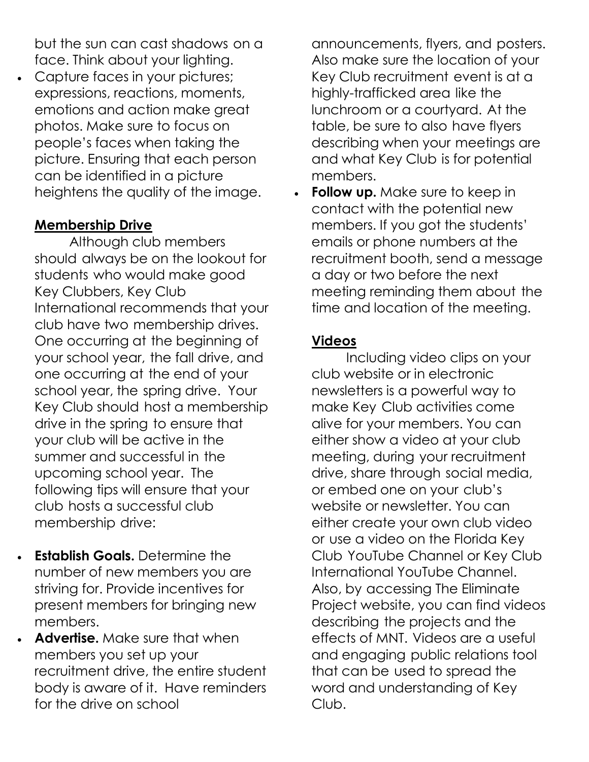but the sun can cast shadows on a face. Think about your lighting.

- Capture faces in your pictures; expressions, reactions, moments, emotions and action make great photos. Make sure to focus on people's faces when taking the picture. Ensuring that each person can be identified in a picture heightens the quality of the image.

## **Membership Drive**

Although club members should always be on the lookout for students who would make good Key Clubbers, Key Club International recommends that your club have two membership drives. One occurring at the beginning of your school year, the fall drive, and one occurring at the end of your school year, the spring drive. Your Key Club should host a membership drive in the spring to ensure that your club will be active in the summer and successful in the upcoming school year. The following tips will ensure that your club hosts a successful club membership drive:

- **Establish Goals.** Determine the number of new members you are striving for. Provide incentives for present members for bringing new members.
- **Advertise.** Make sure that when members you set up your recruitment drive, the entire student body is aware of it. Have reminders for the drive on school announcements, flyers, and posters. Also make sure the location of your Key Club recruitment event is at a highly-trafficked area like the lunchroom or a courtyard. At the table, be sure to also have flyers describing when your meetings are and what Key Club is for potential members.
- **Follow up.** Make sure to keep in contact with the potential new members. If you got the students' emails or phone numbers at the recruitment booth, send a message a day or two before the next meeting reminding them about the time and location of the meeting.

## **Videos**

Including video clips on your club website or in electronic newsletters is a powerful way to make Key Club activities come alive for your members. You can either show a video at your club meeting, during your recruitment drive, share through social media, or embed one on your club's website or newsletter. You can either create your own club video or use a video on the Florida Key Club YouTube Channel or Key Club International YouTube Channel. Also, by accessing The Eliminate Project website, you can find videos describing the projects and the effects of MNT. Videos are a useful and engaging public relations tool that can be used to spread the word and understanding of Key Club.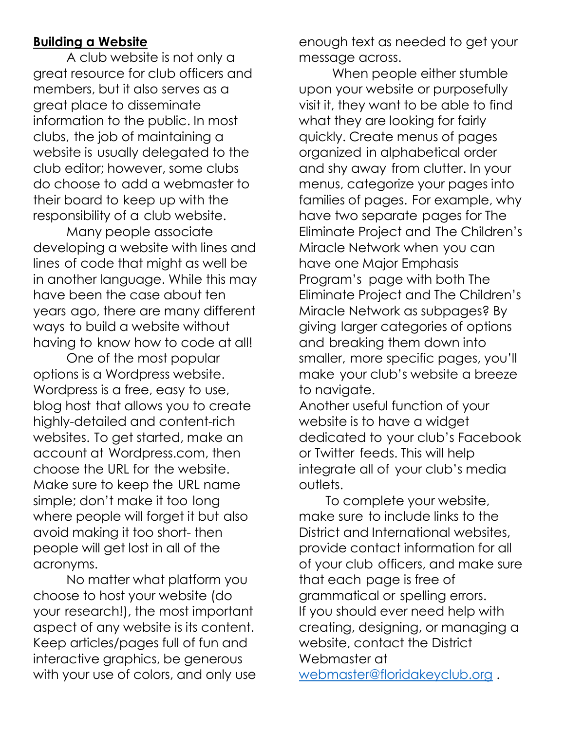**Building a Website**

A club website is not only a great resource for club officers and members, but it also serves as a great place to disseminate information to the public. In most clubs, the job of maintaining a website is usually delegated to the club editor; however, some clubs do choose to add a webmaster to their board to keep up with the responsibility of a club website.

Many people associate developing a website with lines and lines of code that might as well be in another language. While this may have been the case about ten years ago, there are many different ways to build a website without having to know how to code at all!

One of the most popular options is a Wordpress website. Wordpress is a free, easy to use, blog host that allows you to create highly-detailed and content-rich websites. To get started, make an account at Wordpress.com, then choose the URL for the website. Make sure to keep the URL name simple; don't make it too long where people will forget it but also avoid making it too short- then people will get lost in all of the acronyms.

No matter what platform you choose to host your website (do your research!), the most important aspect of any website is its content. Keep articles/pages full of fun and interactive graphics, be generous with your use of colors, and only use enough text as needed to get your message across.

When people either stumble upon your website or purposefully visit it, they want to be able to find what they are looking for fairly quickly. Create menus of pages organized in alphabetical order and shy away from clutter. In your menus, categorize your pages into families of pages. For example, why have two separate pages for The Eliminate Project and The Children's Miracle Network when you can have one Major Emphasis Program's page with both The Eliminate Project and The Children's Miracle Network as subpages? By giving larger categories of options and breaking them down into smaller, more specific pages, you'll make your club's website a breeze to navigate.

Another useful function of your website is to have a widget dedicated to your club's Facebook or Twitter feeds. This will help integrate all of your club's media outlets.

To complete your website, make sure to include links to the District and International websites, provide contact information for all of your club officers, and make sure that each page is free of grammatical or spelling errors.

If you should ever need help with creating, designing, or managing a website, contact the District Webmaster at [webmaster@floridakeyclub.org](mailto:webmaster@floridakeyclub.org) .